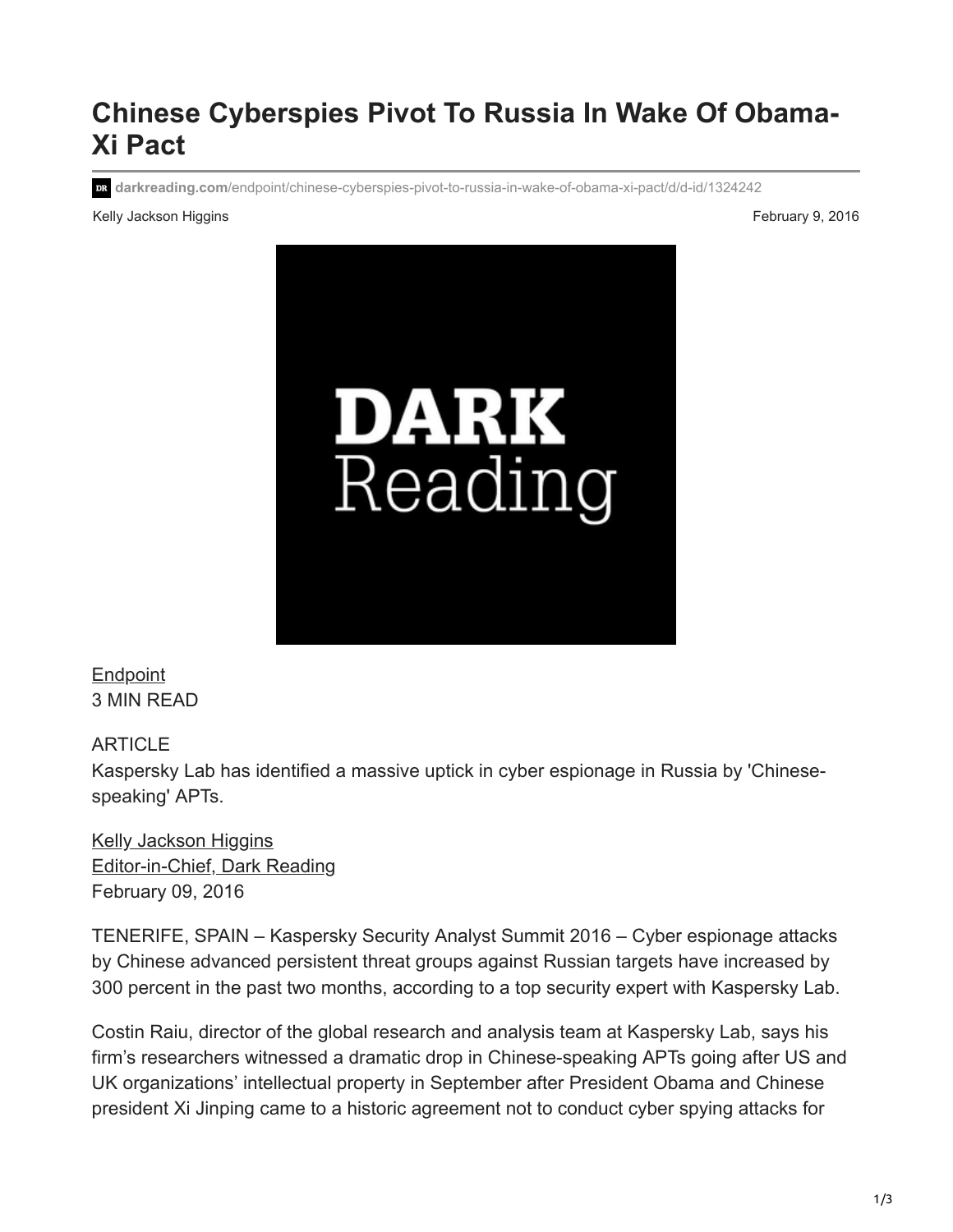# Chinese Cyberspies Pivot To Russia In Wake Of Obama-Xi Pact

darkreading.com/endpoint/chinese-cyberspies-pivot-to-russia-in-wake-of-obama-xi-pact/d/d-id/1324242

Kelly Jackson Higgins February 9, 2016

Endpoint
3 MIN READ

ARTICLE
Kaspersky Lab has identified a massive uptick in cyber espionage in Russia by 'Chinese-speaking' APTs.

Kelly Jackson Higgins
Editor-in-Chief, Dark Reading
February 09, 2016

TENERIFE, SPAIN – Kaspersky Security Analyst Summit 2016 – Cyber espionage attacks by Chinese advanced persistent threat groups against Russian targets have increased by 300 percent in the past two months, according to a top security expert with Kaspersky Lab.

Costin Raiu, director of the global research and analysis team at Kaspersky Lab, says his firm's researchers witnessed a dramatic drop in Chinese-speaking APTs going after US and UK organizations' intellectual property in September after President Obama and Chinese president Xi Jinping came to a historic agreement not to conduct cyber spying attacks for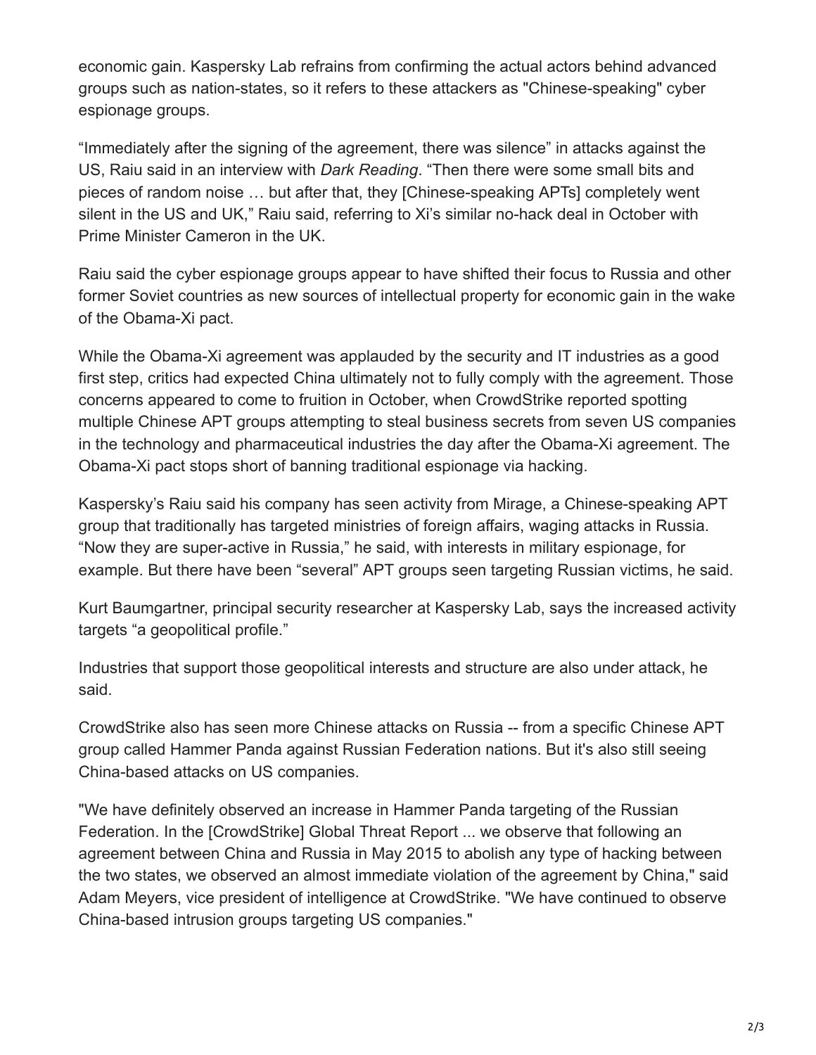economic gain. Kaspersky Lab refrains from confirming the actual actors behind advanced groups such as nation-states, so it refers to these attackers as "Chinese-speaking" cyber espionage groups.

“Immediately after the signing of the agreement, there was silence” in attacks against the US, Raiu said in an interview with *Dark Reading*. “Then there were some small bits and pieces of random noise … but after that, they [Chinese-speaking APTs] completely went silent in the US and UK,” Raiu said, referring to Xi’s similar no-hack deal in October with Prime Minister Cameron in the UK.

Raiu said the cyber espionage groups appear to have shifted their focus to Russia and other former Soviet countries as new sources of intellectual property for economic gain in the wake of the Obama-Xi pact.

While the Obama-Xi agreement was applauded by the security and IT industries as a good first step, critics had expected China ultimately not to fully comply with the agreement. Those concerns appeared to come to fruition in October, when CrowdStrike reported spotting multiple Chinese APT groups attempting to steal business secrets from seven US companies in the technology and pharmaceutical industries the day after the Obama-Xi agreement. The Obama-Xi pact stops short of banning traditional espionage via hacking.

Kaspersky’s Raiu said his company has seen activity from Mirage, a Chinese-speaking APT group that traditionally has targeted ministries of foreign affairs, waging attacks in Russia. “Now they are super-active in Russia,” he said, with interests in military espionage, for example. But there have been “several” APT groups seen targeting Russian victims, he said.

Kurt Baumgartner, principal security researcher at Kaspersky Lab, says the increased activity targets “a geopolitical profile.”

Industries that support those geopolitical interests and structure are also under attack, he said.

CrowdStrike also has seen more Chinese attacks on Russia -- from a specific Chinese APT group called Hammer Panda against Russian Federation nations. But it's also still seeing China-based attacks on US companies.

"We have definitely observed an increase in Hammer Panda targeting of the Russian Federation. In the [CrowdStrike] Global Threat Report ... we observe that following an agreement between China and Russia in May 2015 to abolish any type of hacking between the two states, we observed an almost immediate violation of the agreement by China," said Adam Meyers, vice president of intelligence at CrowdStrike. "We have continued to observe China-based intrusion groups targeting US companies."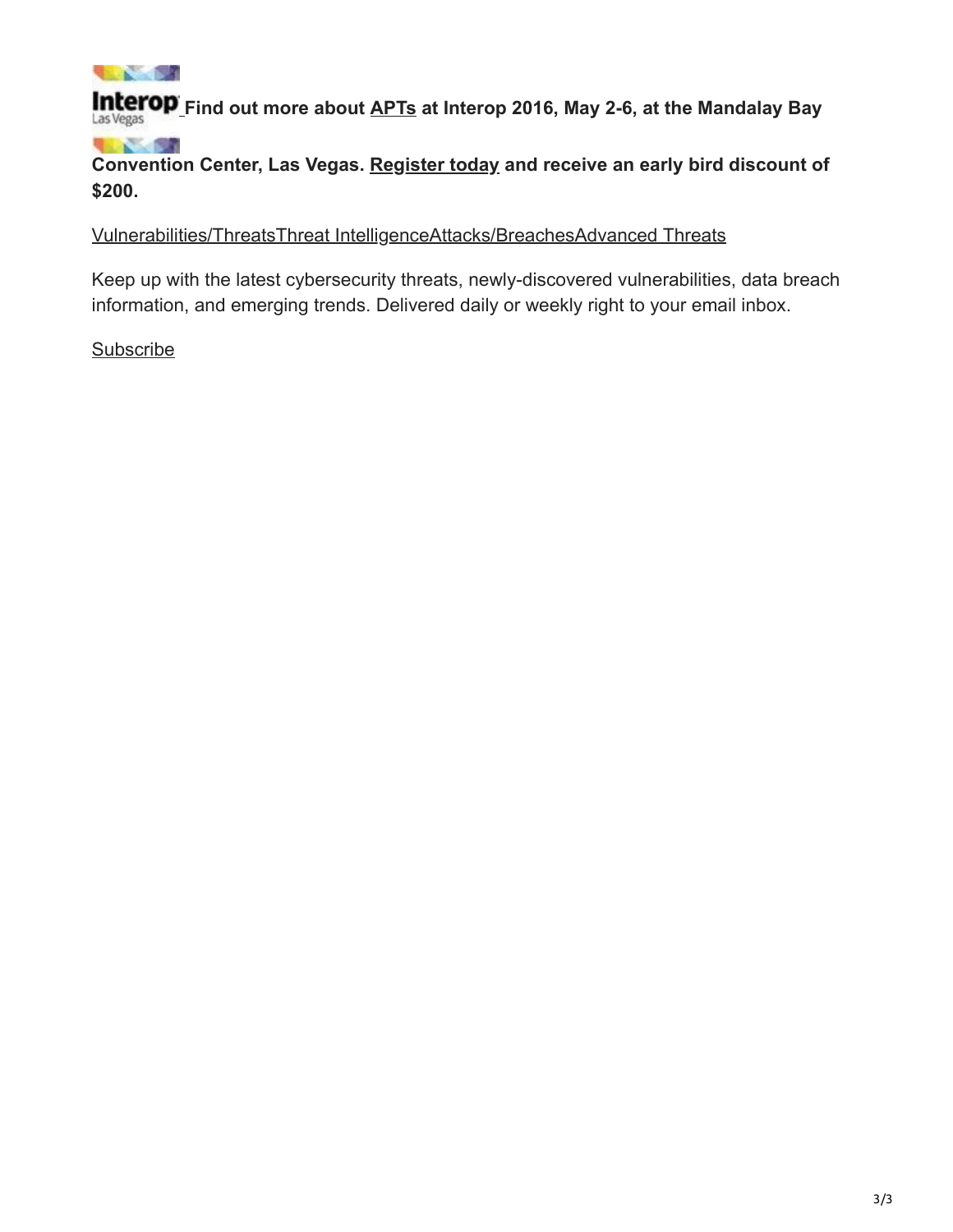**Find out more about APTs at Interop 2016, May 2-6, at the Mandalay Bay Convention Center, Las Vegas. Register today and receive an early bird discount of $200.**

Vulnerabilities/ThreatsThreat IntelligenceAttacks/BreachesAdvanced Threats

Keep up with the latest cybersecurity threats, newly-discovered vulnerabilities, data breach information, and emerging trends. Delivered daily or weekly right to your email inbox.

Subscribe